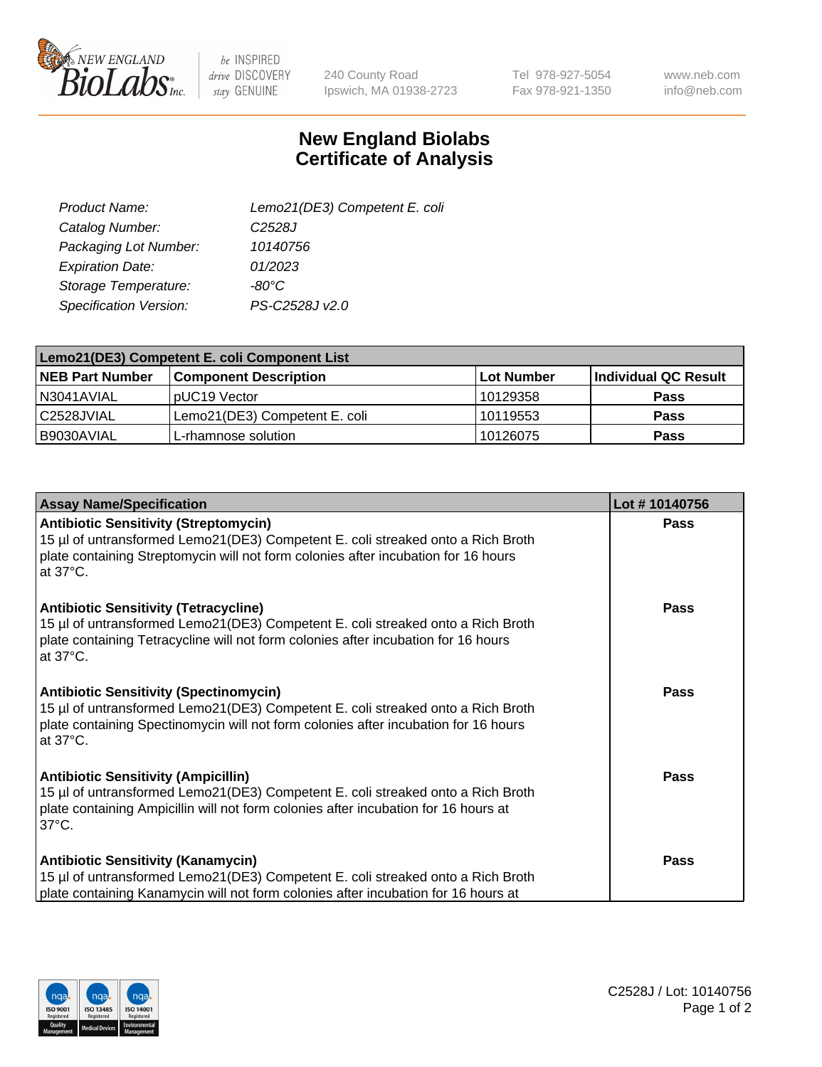# New England Biolabs
# Certificate of Analysis

| | |
|---|---|
| *Product Name:* | *Lemo21(DE3) Competent E. coli* |
| *Catalog Number:* | *C2528J* |
| *Packaging Lot Number:* | *10140756* |
| *Expiration Date:* | *01/2023* |
| *Storage Temperature:* | *-80°C* |
| *Specification Version:* | *PS-C2528J v2.0* |

| **Lemo21(DE3) Competent E. coli Component List** | | | |
|---|---|---|---|
| **NEB Part Number** | **Component Description** | **Lot Number** | **Individual QC Result** |
| N3041AVIAL | pUC19 Vector | 10129358 | **Pass** |
| C2528JVIAL | Lemo21(DE3) Competent E. coli | 10119553 | **Pass** |
| B9030AVIAL | L-rhamnose solution | 10126075 | **Pass** |

| **Assay Name/Specification** | **Lot # 10140756** |
|---|---|
| **Antibiotic Sensitivity (Streptomycin)** 15 µl of untransformed Lemo21(DE3) Competent E. coli streaked onto a Rich Broth plate containing Streptomycin will not form colonies after incubation for 16 hours at 37°C. | **Pass** |
| **Antibiotic Sensitivity (Tetracycline)** 15 µl of untransformed Lemo21(DE3) Competent E. coli streaked onto a Rich Broth plate containing Tetracycline will not form colonies after incubation for 16 hours at 37°C. | **Pass** |
| **Antibiotic Sensitivity (Spectinomycin)** 15 µl of untransformed Lemo21(DE3) Competent E. coli streaked onto a Rich Broth plate containing Spectinomycin will not form colonies after incubation for 16 hours at 37°C. | **Pass** |
| **Antibiotic Sensitivity (Ampicillin)** 15 µl of untransformed Lemo21(DE3) Competent E. coli streaked onto a Rich Broth plate containing Ampicillin will not form colonies after incubation for 16 hours at 37°C. | **Pass** |
| **Antibiotic Sensitivity (Kanamycin)** 15 µl of untransformed Lemo21(DE3) Competent E. coli streaked onto a Rich Broth plate containing Kanamycin will not form colonies after incubation for 16 hours at | **Pass** |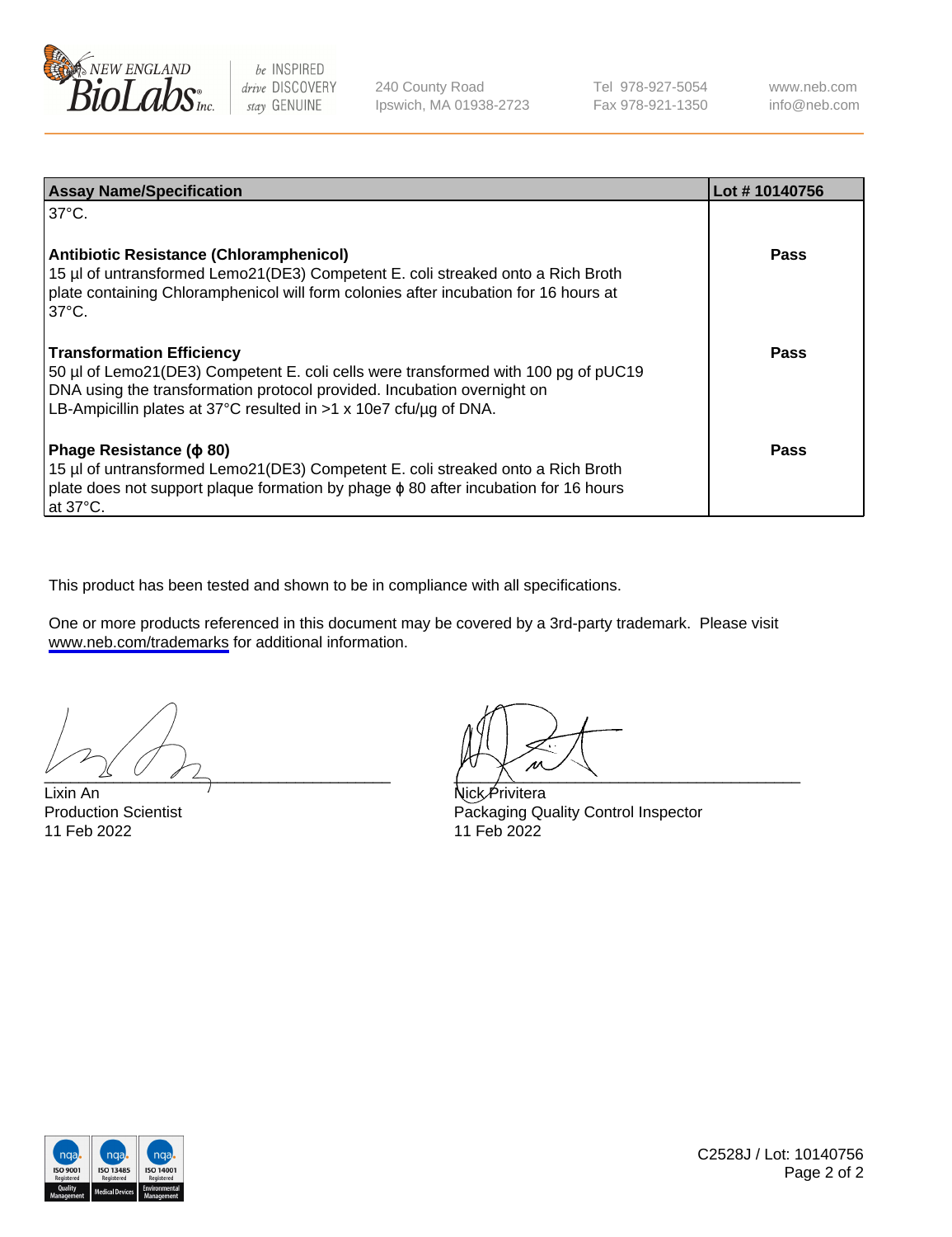| Assay Name/Specification | Lot # 10140756 |
|---|---|
| 37°C. | |
| **Antibiotic Resistance (Chloramphenicol)**<br>15 µl of untransformed Lemo21(DE3) Competent E. coli streaked onto a Rich Broth plate containing Chloramphenicol will form colonies after incubation for 16 hours at 37°C. | **Pass** |
| **Transformation Efficiency**<br>50 µl of Lemo21(DE3) Competent E. coli cells were transformed with 100 pg of pUC19 DNA using the transformation protocol provided. Incubation overnight on LB-Ampicillin plates at 37°C resulted in >1 x 10e7 cfu/µg of DNA. | **Pass** |
| **Phage Resistance (ϕ 80)**<br>15 µl of untransformed Lemo21(DE3) Competent E. coli streaked onto a Rich Broth plate does not support plaque formation by phage ϕ 80 after incubation for 16 hours at 37°C. | **Pass** |

This product has been tested and shown to be in compliance with all specifications.

One or more products referenced in this document may be covered by a 3rd-party trademark. Please visit www.neb.com/trademarks for additional information.

Lixin An
Production Scientist
11 Feb 2022

Nick Privitera
Packaging Quality Control Inspector
11 Feb 2022

C2528J / Lot: 10140756